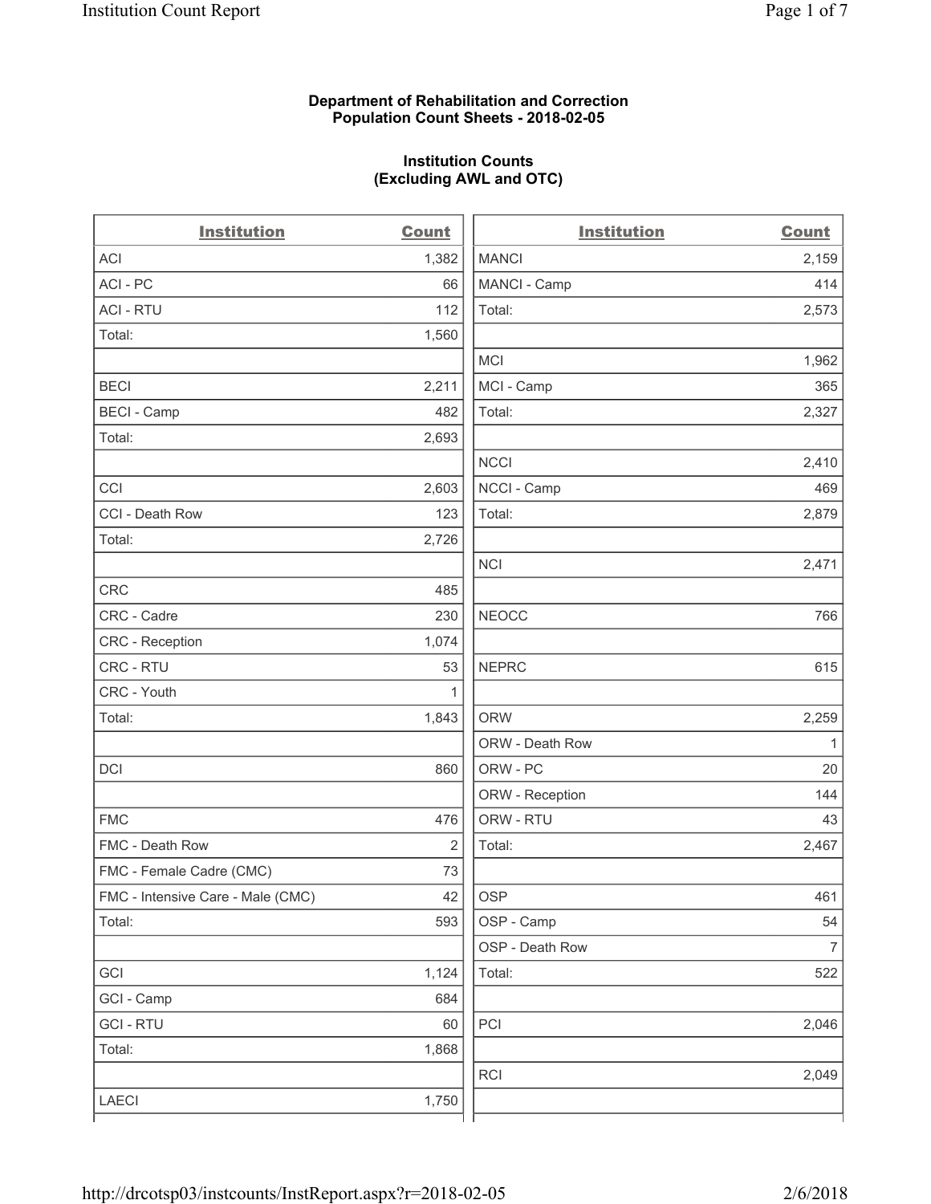**Department of Rehabilitation and Correction**
**Population Count Sheets - 2018-02-05**

**Institution Counts**
**(Excluding AWL and OTC)**

| Institution | Count |
|---|---|
| ACI | 1,382 |
| ACI - PC | 66 |
| ACI - RTU | 112 |
| Total: | 1,560 |
| | |
| BECI | 2,211 |
| BECI - Camp | 482 |
| Total: | 2,693 |
| | |
| CCI | 2,603 |
| CCI - Death Row | 123 |
| Total: | 2,726 |
| | |
| CRC | 485 |
| CRC - Cadre | 230 |
| CRC - Reception | 1,074 |
| CRC - RTU | 53 |
| CRC - Youth | 1 |
| Total: | 1,843 |
| | |
| DCI | 860 |
| | |
| FMC | 476 |
| FMC - Death Row | 2 |
| FMC - Female Cadre (CMC) | 73 |
| FMC - Intensive Care - Male (CMC) | 42 |
| Total: | 593 |
| | |
| GCI | 1,124 |
| GCI - Camp | 684 |
| GCI - RTU | 60 |
| Total: | 1,868 |
| | |
| LAECI | 1,750 |

| Institution | Count |
|---|---|
| MANCI | 2,159 |
| MANCI - Camp | 414 |
| Total: | 2,573 |
| | |
| MCI | 1,962 |
| MCI - Camp | 365 |
| Total: | 2,327 |
| | |
| NCCI | 2,410 |
| NCCI - Camp | 469 |
| Total: | 2,879 |
| | |
| NCI | 2,471 |
| | |
| NEOCC | 766 |
| | |
| NEPRC | 615 |
| | |
| ORW | 2,259 |
| ORW - Death Row | 1 |
| ORW - PC | 20 |
| ORW - Reception | 144 |
| ORW - RTU | 43 |
| Total: | 2,467 |
| | |
| OSP | 461 |
| OSP - Camp | 54 |
| OSP - Death Row | 7 |
| Total: | 522 |
| | |
| PCI | 2,046 |
| | |
| RCI | 2,049 |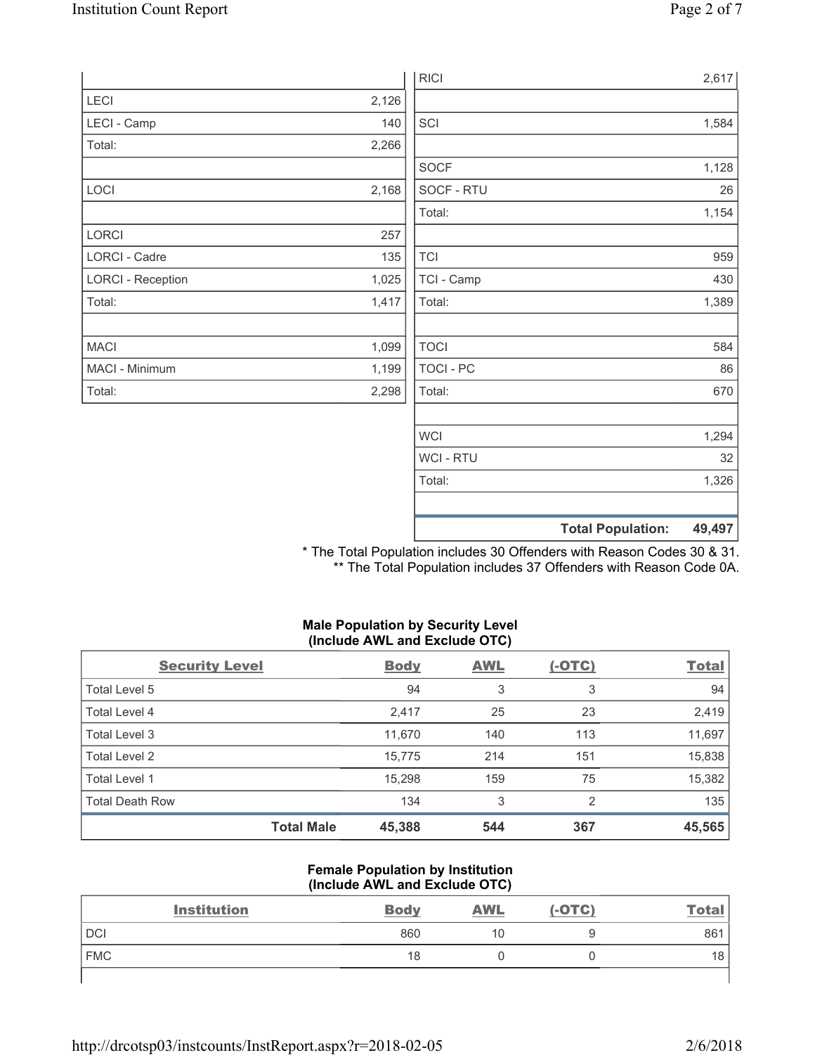| | |
|---|---|
| LECI | 2,126 |
| LECI - Camp | 140 |
| Total: | 2,266 |
| | |
| LOCI | 2,168 |
| | |
| LORCI | 257 |
| LORCI - Cadre | 135 |
| LORCI - Reception | 1,025 |
| Total: | 1,417 |
| | |
| MACI | 1,099 |
| MACI - Minimum | 1,199 |
| Total: | 2,298 |

| | |
|---|---|
| RICI | 2,617 |
| | |
| SCI | 1,584 |
| | |
| SOCF | 1,128 |
| SOCF - RTU | 26 |
| Total: | 1,154 |
| | |
| TCI | 959 |
| TCI - Camp | 430 |
| Total: | 1,389 |
| | |
| TOCI | 584 |
| TOCI - PC | 86 |
| Total: | 670 |
| | |
| WCI | 1,294 |
| WCI - RTU | 32 |
| Total: | 1,326 |
| | |
| **Total Population:** | **49,497** |

* The Total Population includes 30 Offenders with Reason Codes 30 & 31.
** The Total Population includes 37 Offenders with Reason Code 0A.

**Male Population by Security Level (Include AWL and Exclude OTC)**

| Security Level | Body | AWL | (-OTC) | Total |
|---|---|---|---|---|
| Total Level 5 | 94 | 3 | 3 | 94 |
| Total Level 4 | 2,417 | 25 | 23 | 2,419 |
| Total Level 3 | 11,670 | 140 | 113 | 11,697 |
| Total Level 2 | 15,775 | 214 | 151 | 15,838 |
| Total Level 1 | 15,298 | 159 | 75 | 15,382 |
| Total Death Row | 134 | 3 | 2 | 135 |
| **Total Male** | **45,388** | **544** | **367** | **45,565** |

**Female Population by Institution (Include AWL and Exclude OTC)**

| Institution | Body | AWL | (-OTC) | Total |
|---|---|---|---|---|
| DCI | 860 | 10 | 9 | 861 |
| FMC | 18 | 0 | 0 | 18 |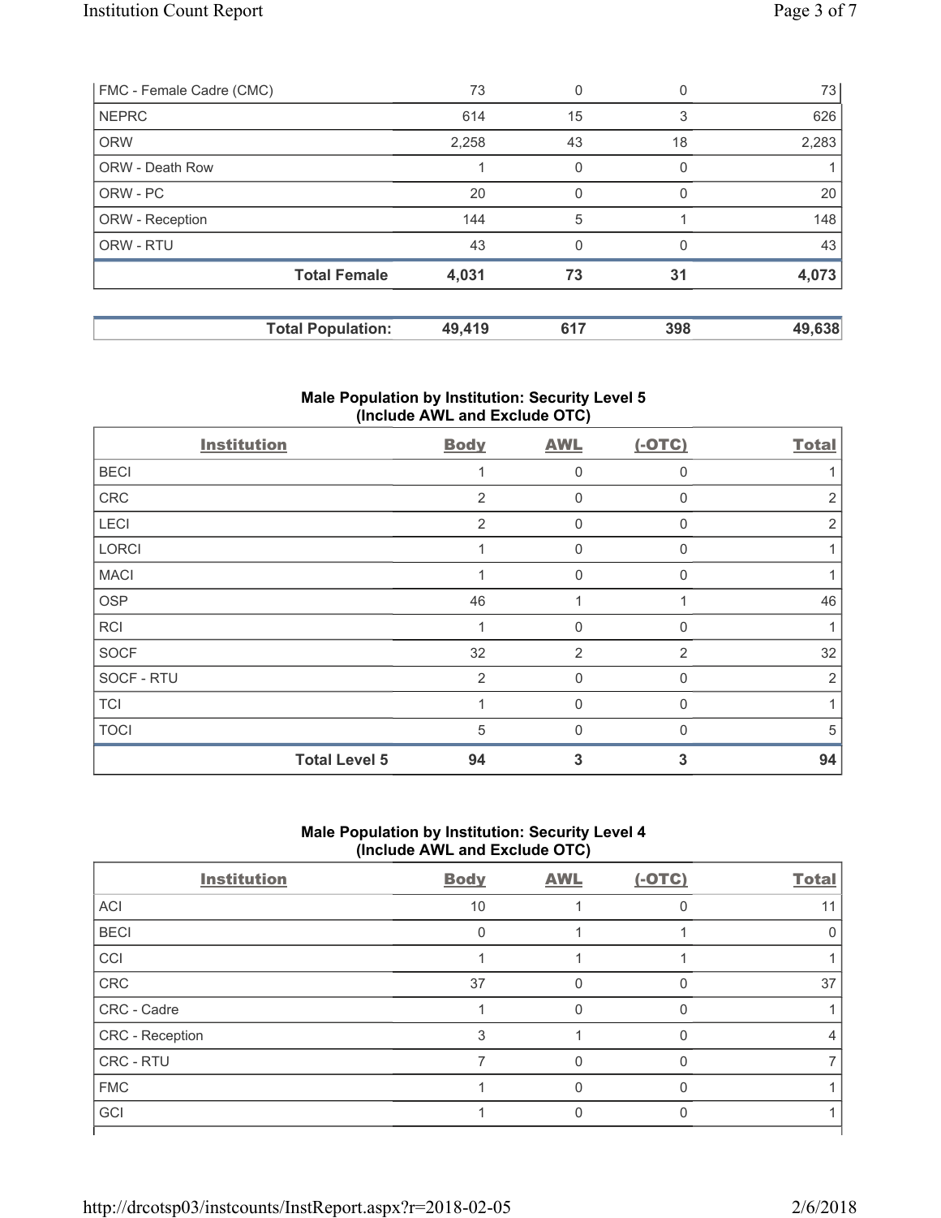| | | | | |
|---|---|---|---|---|
| FMC - Female Cadre (CMC) | 73 | 0 | 0 | 73 |
| NEPRC | 614 | 15 | 3 | 626 |
| ORW | 2,258 | 43 | 18 | 2,283 |
| ORW - Death Row | 1 | 0 | 0 | 1 |
| ORW - PC | 20 | 0 | 0 | 20 |
| ORW - Reception | 144 | 5 | 1 | 148 |
| ORW - RTU | 43 | 0 | 0 | 43 |
| **Total Female** | **4,031** | **73** | **31** | **4,073** |

| | | | | |
|---|---|---|---|---|
| **Total Population:** | **49,419** | **617** | **398** | **49,638** |

### Male Population by Institution: Security Level 5 (Include AWL and Exclude OTC)

| Institution | Body | AWL | (-OTC) | Total |
|---|---|---|---|---|
| BECI | 1 | 0 | 0 | 1 |
| CRC | 2 | 0 | 0 | 2 |
| LECI | 2 | 0 | 0 | 2 |
| LORCI | 1 | 0 | 0 | 1 |
| MACI | 1 | 0 | 0 | 1 |
| OSP | 46 | 1 | 1 | 46 |
| RCI | 1 | 0 | 0 | 1 |
| SOCF | 32 | 2 | 2 | 32 |
| SOCF - RTU | 2 | 0 | 0 | 2 |
| TCI | 1 | 0 | 0 | 1 |
| TOCI | 5 | 0 | 0 | 5 |
| **Total Level 5** | **94** | **3** | **3** | **94** |

### Male Population by Institution: Security Level 4 (Include AWL and Exclude OTC)

| Institution | Body | AWL | (-OTC) | Total |
|---|---|---|---|---|
| ACI | 10 | 1 | 0 | 11 |
| BECI | 0 | 1 | 1 | 0 |
| CCI | 1 | 1 | 1 | 1 |
| CRC | 37 | 0 | 0 | 37 |
| CRC - Cadre | 1 | 0 | 0 | 1 |
| CRC - Reception | 3 | 1 | 0 | 4 |
| CRC - RTU | 7 | 0 | 0 | 7 |
| FMC | 1 | 0 | 0 | 1 |
| GCI | 1 | 0 | 0 | 1 |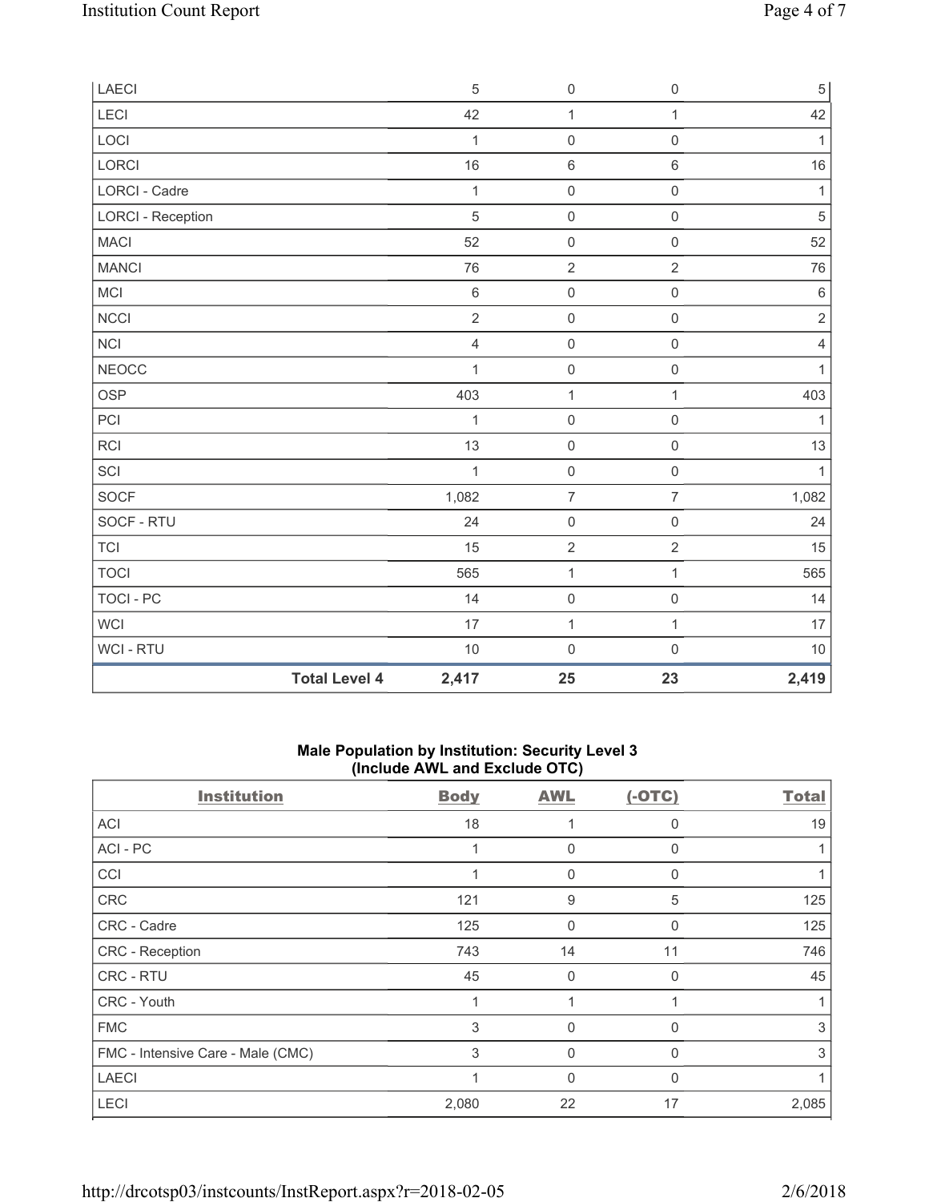| LAECI | 5 | 0 | 0 | 5 |
|---|---|---|---|---|
| LECI | 42 | 1 | 1 | 42 |
| LOCI | 1 | 0 | 0 | 1 |
| LORCI | 16 | 6 | 6 | 16 |
| LORCI - Cadre | 1 | 0 | 0 | 1 |
| LORCI - Reception | 5 | 0 | 0 | 5 |
| MACI | 52 | 0 | 0 | 52 |
| MANCI | 76 | 2 | 2 | 76 |
| MCI | 6 | 0 | 0 | 6 |
| NCCI | 2 | 0 | 0 | 2 |
| NCI | 4 | 0 | 0 | 4 |
| NEOCC | 1 | 0 | 0 | 1 |
| OSP | 403 | 1 | 1 | 403 |
| PCI | 1 | 0 | 0 | 1 |
| RCI | 13 | 0 | 0 | 13 |
| SCI | 1 | 0 | 0 | 1 |
| SOCF | 1,082 | 7 | 7 | 1,082 |
| SOCF - RTU | 24 | 0 | 0 | 24 |
| TCI | 15 | 2 | 2 | 15 |
| TOCI | 565 | 1 | 1 | 565 |
| TOCI - PC | 14 | 0 | 0 | 14 |
| WCI | 17 | 1 | 1 | 17 |
| WCI - RTU | 10 | 0 | 0 | 10 |
| **Total Level 4** | **2,417** | **25** | **23** | **2,419** |

**Male Population by Institution: Security Level 3**
**(Include AWL and Exclude OTC)**

| Institution | Body | AWL | (-OTC) | Total |
|---|---|---|---|---|
| ACI | 18 | 1 | 0 | 19 |
| ACI - PC | 1 | 0 | 0 | 1 |
| CCI | 1 | 0 | 0 | 1 |
| CRC | 121 | 9 | 5 | 125 |
| CRC - Cadre | 125 | 0 | 0 | 125 |
| CRC - Reception | 743 | 14 | 11 | 746 |
| CRC - RTU | 45 | 0 | 0 | 45 |
| CRC - Youth | 1 | 1 | 1 | 1 |
| FMC | 3 | 0 | 0 | 3 |
| FMC - Intensive Care - Male (CMC) | 3 | 0 | 0 | 3 |
| LAECI | 1 | 0 | 0 | 1 |
| LECI | 2,080 | 22 | 17 | 2,085 |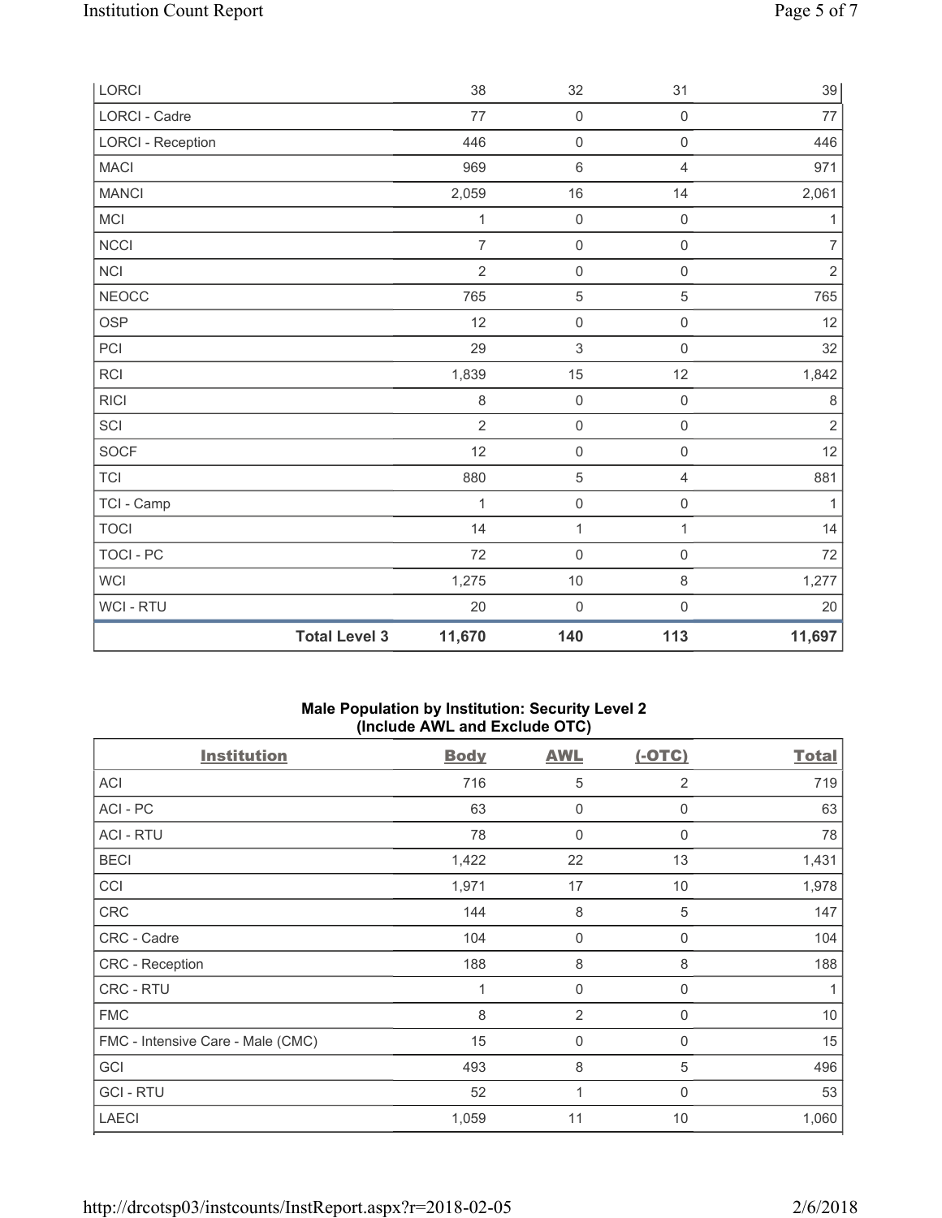| | Body | AWL | (-OTC) | Total |
|---|---|---|---|---|
| LORCI | 38 | 32 | 31 | 39 |
| LORCI - Cadre | 77 | 0 | 0 | 77 |
| LORCI - Reception | 446 | 0 | 0 | 446 |
| MACI | 969 | 6 | 4 | 971 |
| MANCI | 2,059 | 16 | 14 | 2,061 |
| MCI | 1 | 0 | 0 | 1 |
| NCCI | 7 | 0 | 0 | 7 |
| NCI | 2 | 0 | 0 | 2 |
| NEOCC | 765 | 5 | 5 | 765 |
| OSP | 12 | 0 | 0 | 12 |
| PCI | 29 | 3 | 0 | 32 |
| RCI | 1,839 | 15 | 12 | 1,842 |
| RICI | 8 | 0 | 0 | 8 |
| SCI | 2 | 0 | 0 | 2 |
| SOCF | 12 | 0 | 0 | 12 |
| TCI | 880 | 5 | 4 | 881 |
| TCI - Camp | 1 | 0 | 0 | 1 |
| TOCI | 14 | 1 | 1 | 14 |
| TOCI - PC | 72 | 0 | 0 | 72 |
| WCI | 1,275 | 10 | 8 | 1,277 |
| WCI - RTU | 20 | 0 | 0 | 20 |
| **Total Level 3** | **11,670** | **140** | **113** | **11,697** |

### Male Population by Institution: Security Level 2 (Include AWL and Exclude OTC)

| Institution | Body | AWL | (-OTC) | Total |
|---|---|---|---|---|
| ACI | 716 | 5 | 2 | 719 |
| ACI - PC | 63 | 0 | 0 | 63 |
| ACI - RTU | 78 | 0 | 0 | 78 |
| BECI | 1,422 | 22 | 13 | 1,431 |
| CCI | 1,971 | 17 | 10 | 1,978 |
| CRC | 144 | 8 | 5 | 147 |
| CRC - Cadre | 104 | 0 | 0 | 104 |
| CRC - Reception | 188 | 8 | 8 | 188 |
| CRC - RTU | 1 | 0 | 0 | 1 |
| FMC | 8 | 2 | 0 | 10 |
| FMC - Intensive Care - Male (CMC) | 15 | 0 | 0 | 15 |
| GCI | 493 | 8 | 5 | 496 |
| GCI - RTU | 52 | 1 | 0 | 53 |
| LAECI | 1,059 | 11 | 10 | 1,060 |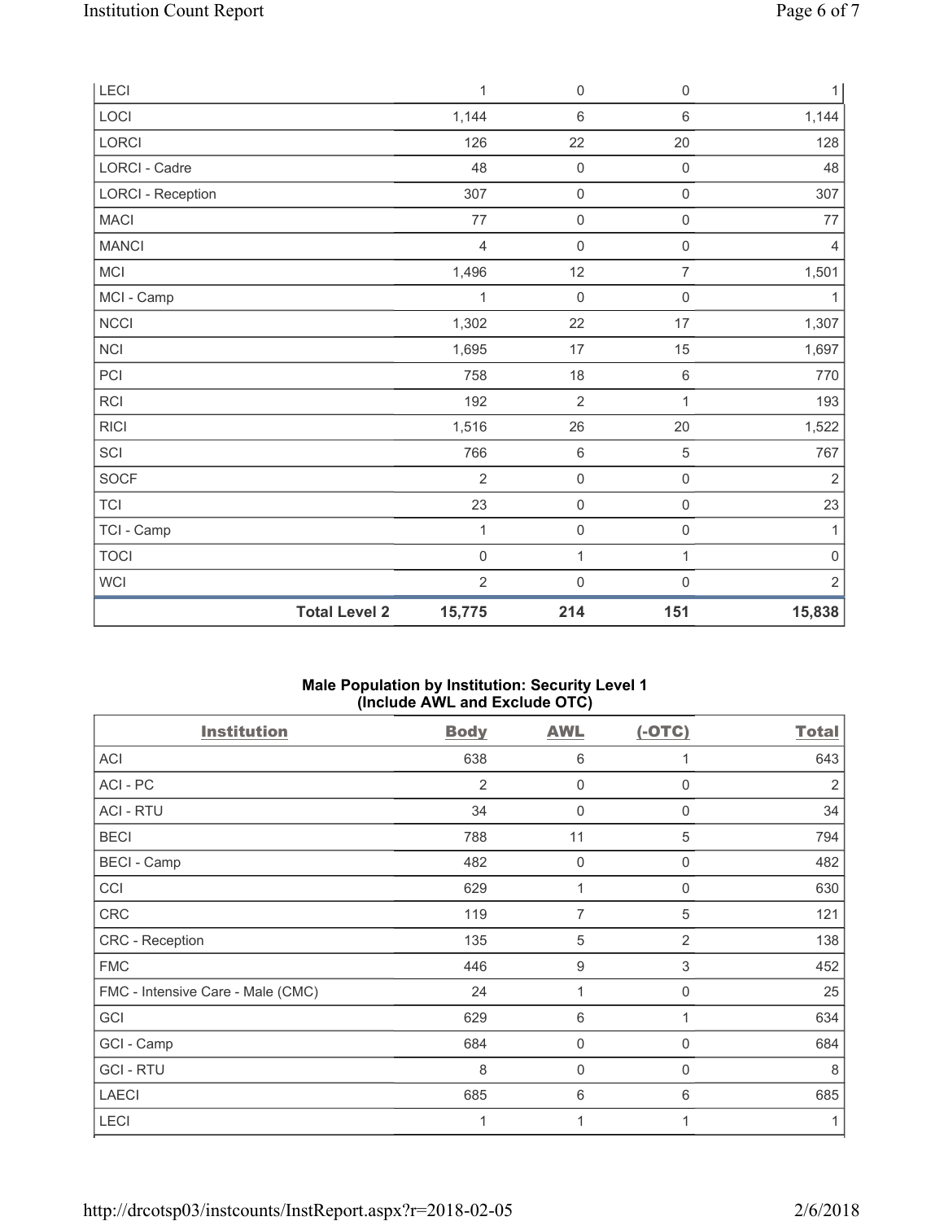| | | | | |
|---|---|---|---|---|
| LECI | 1 | 0 | 0 | 1 |
| LOCI | 1,144 | 6 | 6 | 1,144 |
| LORCI | 126 | 22 | 20 | 128 |
| LORCI - Cadre | 48 | 0 | 0 | 48 |
| LORCI - Reception | 307 | 0 | 0 | 307 |
| MACI | 77 | 0 | 0 | 77 |
| MANCI | 4 | 0 | 0 | 4 |
| MCI | 1,496 | 12 | 7 | 1,501 |
| MCI - Camp | 1 | 0 | 0 | 1 |
| NCCI | 1,302 | 22 | 17 | 1,307 |
| NCI | 1,695 | 17 | 15 | 1,697 |
| PCI | 758 | 18 | 6 | 770 |
| RCI | 192 | 2 | 1 | 193 |
| RICI | 1,516 | 26 | 20 | 1,522 |
| SCI | 766 | 6 | 5 | 767 |
| SOCF | 2 | 0 | 0 | 2 |
| TCI | 23 | 0 | 0 | 23 |
| TCI - Camp | 1 | 0 | 0 | 1 |
| TOCI | 0 | 1 | 1 | 0 |
| WCI | 2 | 0 | 0 | 2 |
| **Total Level 2** | **15,775** | **214** | **151** | **15,838** |

**Male Population by Institution: Security Level 1**
**(Include AWL and Exclude OTC)**

| Institution | Body | AWL | (-OTC) | Total |
|---|---|---|---|---|
| ACI | 638 | 6 | 1 | 643 |
| ACI - PC | 2 | 0 | 0 | 2 |
| ACI - RTU | 34 | 0 | 0 | 34 |
| BECI | 788 | 11 | 5 | 794 |
| BECI - Camp | 482 | 0 | 0 | 482 |
| CCI | 629 | 1 | 0 | 630 |
| CRC | 119 | 7 | 5 | 121 |
| CRC - Reception | 135 | 5 | 2 | 138 |
| FMC | 446 | 9 | 3 | 452 |
| FMC - Intensive Care - Male (CMC) | 24 | 1 | 0 | 25 |
| GCI | 629 | 6 | 1 | 634 |
| GCI - Camp | 684 | 0 | 0 | 684 |
| GCI - RTU | 8 | 0 | 0 | 8 |
| LAECI | 685 | 6 | 6 | 685 |
| LECI | 1 | 1 | 1 | 1 |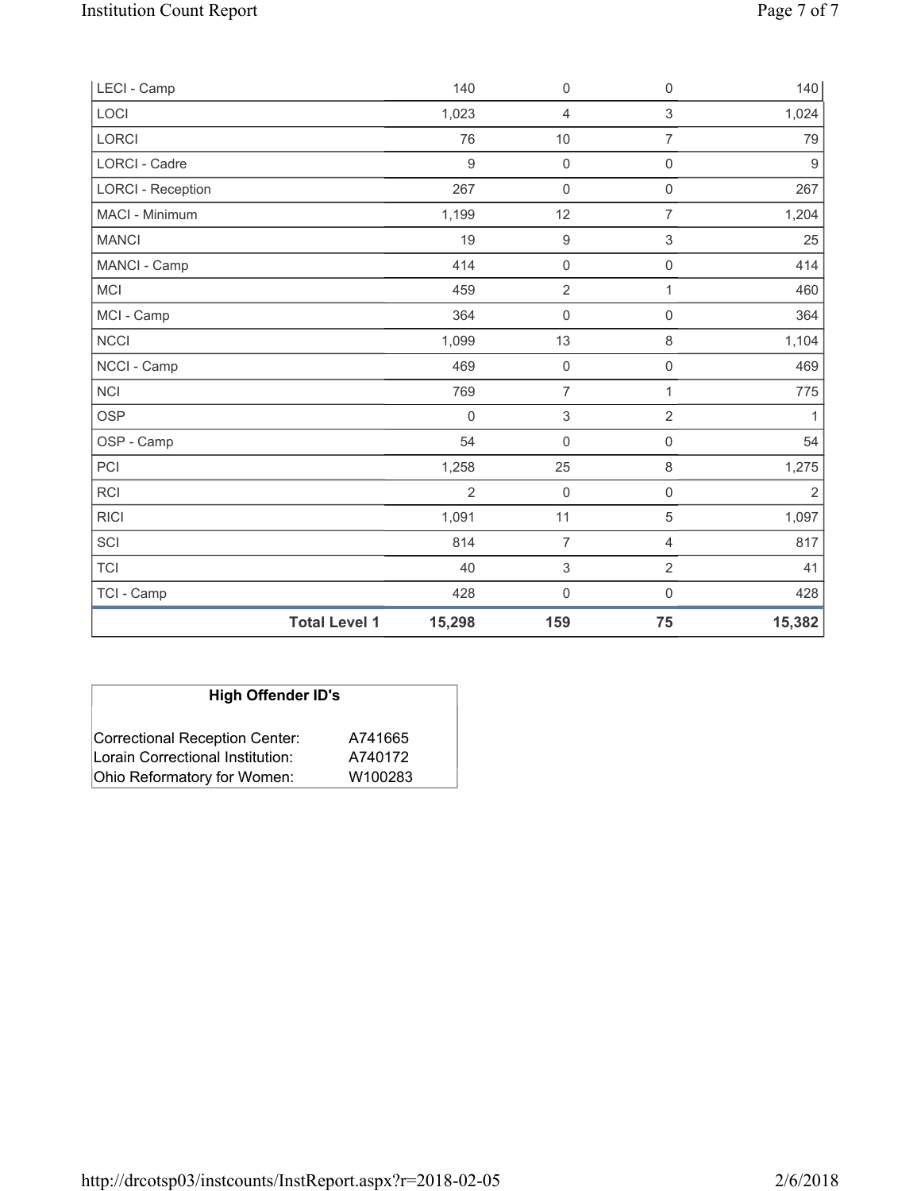| | | | | |
|---|---|---|---|---|
| LECI - Camp | 140 | 0 | 0 | 140 |
| LOCI | 1,023 | 4 | 3 | 1,024 |
| LORCI | 76 | 10 | 7 | 79 |
| LORCI - Cadre | 9 | 0 | 0 | 9 |
| LORCI - Reception | 267 | 0 | 0 | 267 |
| MACI - Minimum | 1,199 | 12 | 7 | 1,204 |
| MANCI | 19 | 9 | 3 | 25 |
| MANCI - Camp | 414 | 0 | 0 | 414 |
| MCI | 459 | 2 | 1 | 460 |
| MCI - Camp | 364 | 0 | 0 | 364 |
| NCCI | 1,099 | 13 | 8 | 1,104 |
| NCCI - Camp | 469 | 0 | 0 | 469 |
| NCI | 769 | 7 | 1 | 775 |
| OSP | 0 | 3 | 2 | 1 |
| OSP - Camp | 54 | 0 | 0 | 54 |
| PCI | 1,258 | 25 | 8 | 1,275 |
| RCI | 2 | 0 | 0 | 2 |
| RICI | 1,091 | 11 | 5 | 1,097 |
| SCI | 814 | 7 | 4 | 817 |
| TCI | 40 | 3 | 2 | 41 |
| TCI - Camp | 428 | 0 | 0 | 428 |
| **Total Level 1** | **15,298** | **159** | **75** | **15,382** |

**High Offender ID's**

| | |
|---|---|
| Correctional Reception Center: | A741665 |
| Lorain Correctional Institution: | A740172 |
| Ohio Reformatory for Women: | W100283 |